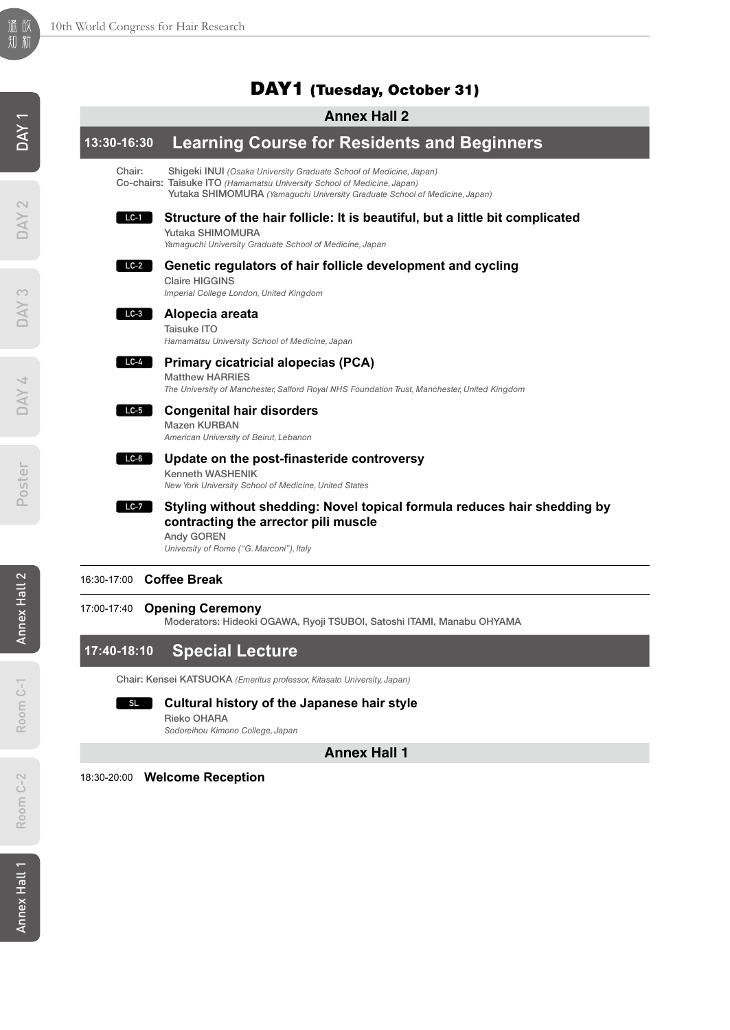# DAY1 (Tuesday, October 31)

## Annex Hall 2

## 13:30-16:30 Learning Course for Residents and Beginners

Chair: **Shigeki INUI** *(Osaka University Graduate School of Medicine, Japan)*
Co-chairs: **Taisuke ITO** *(Hamamatsu University School of Medicine, Japan)*
**Yutaka SHIMOMURA** *(Yamaguchi University Graduate School of Medicine, Japan)*

LC-1 **Structure of the hair follicle: It is beautiful, but a little bit complicated**
Yutaka SHIMOMURA
*Yamaguchi University Graduate School of Medicine, Japan*

LC-2 **Genetic regulators of hair follicle development and cycling**
Claire HIGGINS
*Imperial College London, United Kingdom*

LC-3 **Alopecia areata**
Taisuke ITO
*Hamamatsu University School of Medicine, Japan*

LC-4 **Primary cicatricial alopecias (PCA)**
Matthew HARRIES
*The University of Manchester, Salford Royal NHS Foundation Trust, Manchester, United Kingdom*

LC-5 **Congenital hair disorders**
Mazen KURBAN
*American University of Beirut, Lebanon*

LC-6 **Update on the post-finasteride controversy**
Kenneth WASHENIK
*New York University School of Medicine, United States*

LC-7 **Styling without shedding: Novel topical formula reduces hair shedding by contracting the arrector pili muscle**
Andy GOREN
*University of Rome ("G. Marconi"), Italy*

16:30-17:00 **Coffee Break**

17:00-17:40 **Opening Ceremony**
Moderators: Hideoki OGAWA, Ryoji TSUBOI, Satoshi ITAMI, Manabu OHYAMA

## 17:40-18:10 Special Lecture

Chair: **Kensei KATSUOKA** *(Emeritus professor, Kitasato University, Japan)*

SL **Cultural history of the Japanese hair style**
Rieko OHARA
*Sodoreihou Kimono College, Japan*

## Annex Hall 1

18:30-20:00 **Welcome Reception**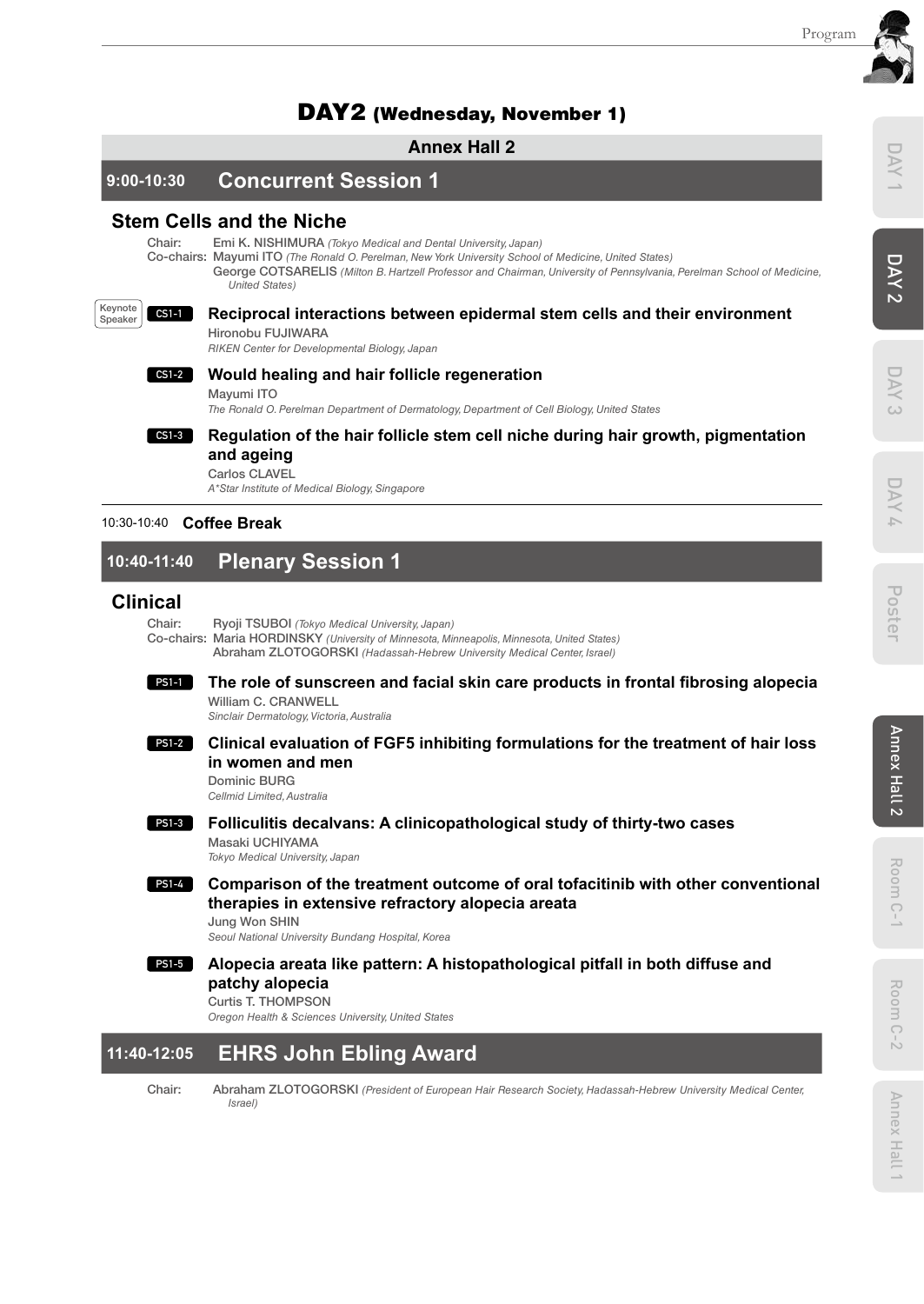# DAY2 (Wednesday, November 1)

## Annex Hall 2

## 9:00-10:30 Concurrent Session 1

### Stem Cells and the Niche

Chair: Emi K. NISHIMURA *(Tokyo Medical and Dental University, Japan)*
Co-chairs: Mayumi ITO *(The Ronald O. Perelman, New York University School of Medicine, United States)*
George COTSARELIS *(Milton B. Hartzell Professor and Chairman, University of Pennsylvania, Perelman School of Medicine, United States)*

Keynote Speaker **CS1-1** **Reciprocal interactions between epidermal stem cells and their environment**
Hironobu FUJIWARA
*RIKEN Center for Developmental Biology, Japan*

**CS1-2** **Would healing and hair follicle regeneration**
Mayumi ITO
*The Ronald O. Perelman Department of Dermatology, Department of Cell Biology, United States*

**CS1-3** **Regulation of the hair follicle stem cell niche during hair growth, pigmentation and ageing**
Carlos CLAVEL
*A\*Star Institute of Medical Biology, Singapore*

10:30-10:40 **Coffee Break**

## 10:40-11:40 Plenary Session 1

### Clinical

Chair: Ryoji TSUBOI *(Tokyo Medical University, Japan)*
Co-chairs: Maria HORDINSKY *(University of Minnesota, Minneapolis, Minnesota, United States)*
Abraham ZLOTOGORSKI *(Hadassah-Hebrew University Medical Center, Israel)*

**PS1-1** **The role of sunscreen and facial skin care products in frontal fibrosing alopecia**
William C. CRANWELL
*Sinclair Dermatology, Victoria, Australia*

**PS1-2** **Clinical evaluation of FGF5 inhibiting formulations for the treatment of hair loss in women and men**
Dominic BURG
*Cellmid Limited, Australia*

**PS1-3** **Folliculitis decalvans: A clinicopathological study of thirty-two cases**
Masaki UCHIYAMA
*Tokyo Medical University, Japan*

**PS1-4** **Comparison of the treatment outcome of oral tofacitinib with other conventional therapies in extensive refractory alopecia areata**
Jung Won SHIN
*Seoul National University Bundang Hospital, Korea*

**PS1-5** **Alopecia areata like pattern: A histopathological pitfall in both diffuse and patchy alopecia**
Curtis T. THOMPSON
*Oregon Health & Sciences University, United States*

## 11:40-12:05 EHRS John Ebling Award

Chair: Abraham ZLOTOGORSKI *(President of European Hair Research Society, Hadassah-Hebrew University Medical Center, Israel)*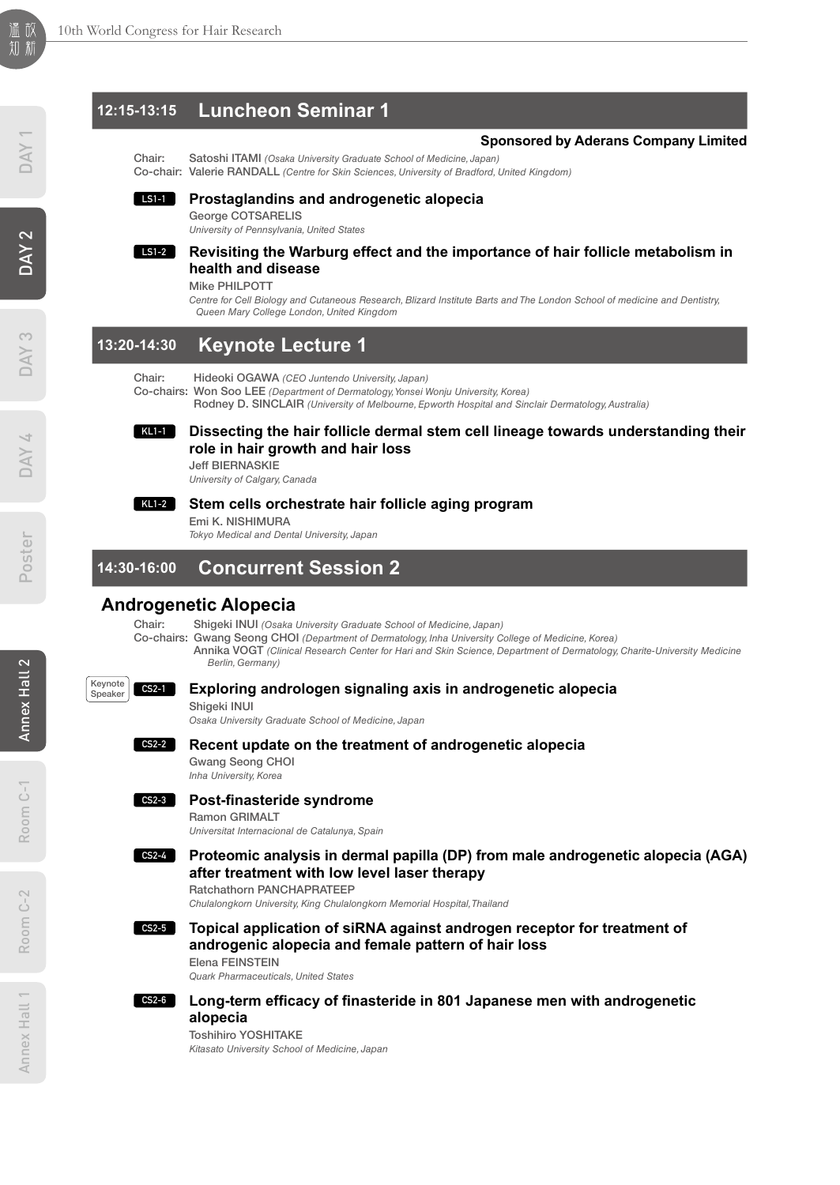## 12:15-13:15 Luncheon Seminar 1

**Sponsored by Aderans Company Limited**

Chair: Satoshi ITAMI *(Osaka University Graduate School of Medicine, Japan)*
Co-chair: Valerie RANDALL *(Centre for Skin Sciences, University of Bradford, United Kingdom)*

**LS1-1 Prostaglandins and androgenetic alopecia**
George COTSARELIS
*University of Pennsylvania, United States*

**LS1-2 Revisiting the Warburg effect and the importance of hair follicle metabolism in health and disease**
Mike PHILPOTT
*Centre for Cell Biology and Cutaneous Research, Blizard Institute Barts and The London School of medicine and Dentistry, Queen Mary College London, United Kingdom*

## 13:20-14:30 Keynote Lecture 1

Chair: Hideoki OGAWA *(CEO Juntendo University, Japan)*
Co-chairs: Won Soo LEE *(Department of Dermatology, Yonsei Wonju University, Korea)*
Rodney D. SINCLAIR *(University of Melbourne, Epworth Hospital and Sinclair Dermatology, Australia)*

**KL1-1 Dissecting the hair follicle dermal stem cell lineage towards understanding their role in hair growth and hair loss**
Jeff BIERNASKIE
*University of Calgary, Canada*

**KL1-2 Stem cells orchestrate hair follicle aging program**
Emi K. NISHIMURA
*Tokyo Medical and Dental University, Japan*

## 14:30-16:00 Concurrent Session 2

### Androgenetic Alopecia

Chair: Shigeki INUI *(Osaka University Graduate School of Medicine, Japan)*
Co-chairs: Gwang Seong CHOI *(Department of Dermatology, Inha University College of Medicine, Korea)*
Annika VOGT *(Clinical Research Center for Hari and Skin Science, Department of Dermatology, Charite-University Medicine Berlin, Germany)*

Keynote Speaker **CS2-1 Exploring andrologen signaling axis in androgenetic alopecia**
Shigeki INUI
*Osaka University Graduate School of Medicine, Japan*

**CS2-2 Recent update on the treatment of androgenetic alopecia**
Gwang Seong CHOI
*Inha University, Korea*

**CS2-3 Post-finasteride syndrome**
Ramon GRIMALT
*Universitat Internacional de Catalunya, Spain*

**CS2-4 Proteomic analysis in dermal papilla (DP) from male androgenetic alopecia (AGA) after treatment with low level laser therapy**
Ratchathorn PANCHAPRATEEP
*Chulalongkorn University, King Chulalongkorn Memorial Hospital, Thailand*

**CS2-5 Topical application of siRNA against androgen receptor for treatment of androgenic alopecia and female pattern of hair loss**
Elena FEINSTEIN
*Quark Pharmaceuticals, United States*

**CS2-6 Long-term efficacy of finasteride in 801 Japanese men with androgenetic alopecia**
Toshihiro YOSHITAKE
*Kitasato University School of Medicine, Japan*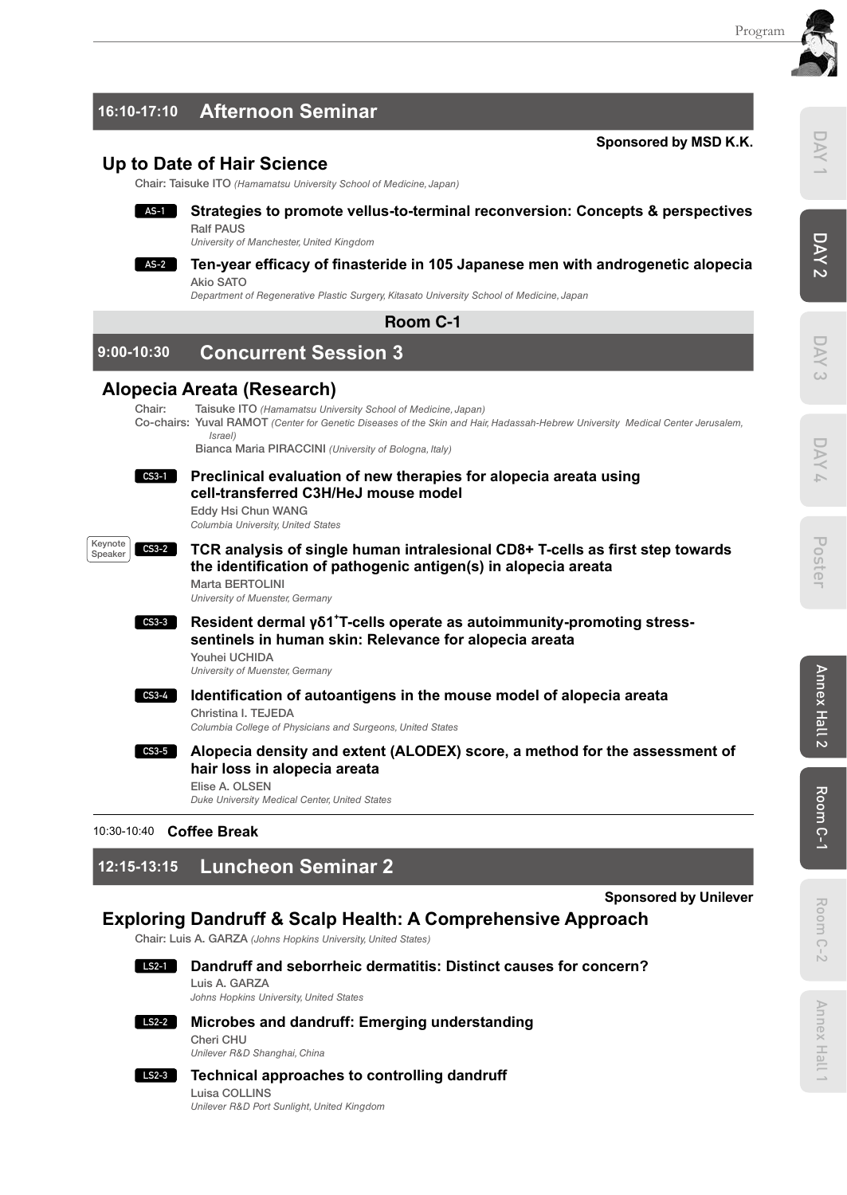## 16:10-17:10 Afternoon Seminar

**Sponsored by MSD K.K.**

### Up to Date of Hair Science

Chair: Taisuke ITO *(Hamamatsu University School of Medicine, Japan)*

**AS-1** **Strategies to promote vellus-to-terminal reconversion: Concepts & perspectives**
Ralf PAUS
*University of Manchester, United Kingdom*

**AS-2** **Ten-year efficacy of finasteride in 105 Japanese men with androgenetic alopecia**
Akio SATO
*Department of Regenerative Plastic Surgery, Kitasato University School of Medicine, Japan*

**Room C-1**

## 9:00-10:30 Concurrent Session 3

### Alopecia Areata (Research)

Chair: Taisuke ITO *(Hamamatsu University School of Medicine, Japan)*
Co-chairs: Yuval RAMOT *(Center for Genetic Diseases of the Skin and Hair, Hadassah-Hebrew University Medical Center Jerusalem, Israel)*
Bianca Maria PIRACCINI *(University of Bologna, Italy)*

**CS3-1** **Preclinical evaluation of new therapies for alopecia areata using cell-transferred C3H/HeJ mouse model**
Eddy Hsi Chun WANG
*Columbia University, United States*

Keynote Speaker **CS3-2** **TCR analysis of single human intralesional CD8+ T-cells as first step towards the identification of pathogenic antigen(s) in alopecia areata**
Marta BERTOLINI
*University of Muenster, Germany*

**CS3-3** **Resident dermal γδ1$^{+}$T-cells operate as autoimmunity-promoting stress-sentinels in human skin: Relevance for alopecia areata**
Youhei UCHIDA
*University of Muenster, Germany*

**CS3-4** **Identification of autoantigens in the mouse model of alopecia areata**
Christina I. TEJEDA
*Columbia College of Physicians and Surgeons, United States*

**CS3-5** **Alopecia density and extent (ALODEX) score, a method for the assessment of hair loss in alopecia areata**
Elise A. OLSEN
*Duke University Medical Center, United States*

10:30-10:40 **Coffee Break**

## 12:15-13:15 Luncheon Seminar 2

**Sponsored by Unilever**

### Exploring Dandruff & Scalp Health: A Comprehensive Approach

Chair: Luis A. GARZA *(Johns Hopkins University, United States)*

**LS2-1** **Dandruff and seborrheic dermatitis: Distinct causes for concern?**
Luis A. GARZA
*Johns Hopkins University, United States*

**LS2-2** **Microbes and dandruff: Emerging understanding**
Cheri CHU
*Unilever R&D Shanghai, China*

**LS2-3** **Technical approaches to controlling dandruff**
Luisa COLLINS
*Unilever R&D Port Sunlight, United Kingdom*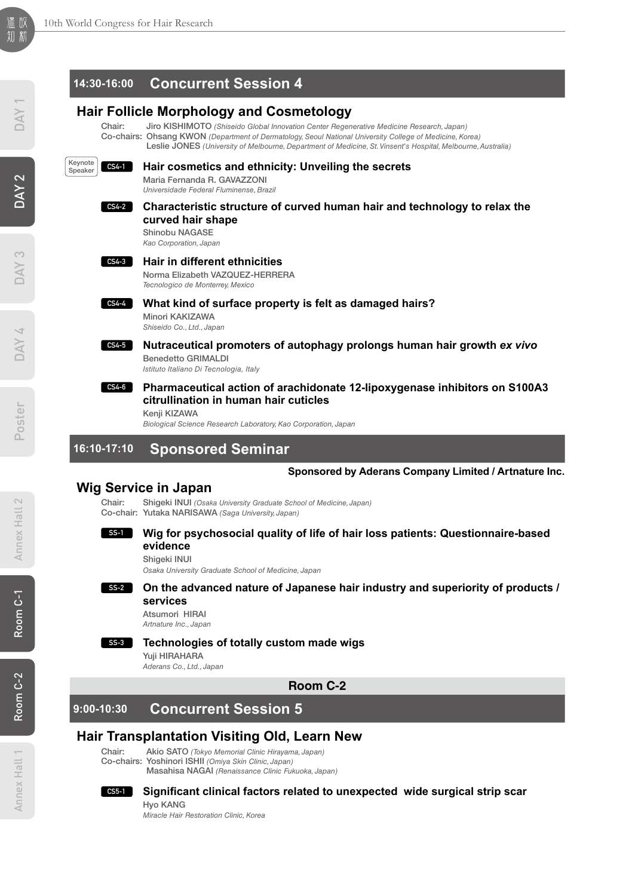## 14:30-16:00 Concurrent Session 4

### Hair Follicle Morphology and Cosmetology

Chair: Jiro KISHIMOTO *(Shiseido Global Innovation Center Regenerative Medicine Research, Japan)*
Co-chairs: Ohsang KWON *(Department of Dermatology, Seoul National University College of Medicine, Korea)*
Leslie JONES *(University of Melbourne, Department of Medicine, St. Vinsent's Hospital, Melbourne, Australia)*

Keynote Speaker **CS4-1** **Hair cosmetics and ethnicity: Unveiling the secrets**
Maria Fernanda R. GAVAZZONI
*Universidade Federal Fluminense, Brazil*

**CS4-2** **Characteristic structure of curved human hair and technology to relax the curved hair shape**
Shinobu NAGASE
*Kao Corporation, Japan*

**CS4-3** **Hair in different ethnicities**
Norma Elizabeth VAZQUEZ-HERRERA
*Tecnologico de Monterrey, Mexico*

**CS4-4** **What kind of surface property is felt as damaged hairs?**
Minori KAKIZAWA
*Shiseido Co., Ltd., Japan*

**CS4-5** **Nutraceutical promoters of autophagy prolongs human hair growth *ex vivo***
Benedetto GRIMALDI
*Istituto Italiano Di Tecnologia, Italy*

**CS4-6** **Pharmaceutical action of arachidonate 12-lipoxygenase inhibitors on S100A3 citrullination in human hair cuticles**
Kenji KIZAWA
*Biological Science Research Laboratory, Kao Corporation, Japan*

## 16:10-17:10 Sponsored Seminar

**Sponsored by Aderans Company Limited / Artnature Inc.**

### Wig Service in Japan

Chair: Shigeki INUI *(Osaka University Graduate School of Medicine, Japan)*
Co-chair: Yutaka NARISAWA *(Saga University, Japan)*

**SS-1** **Wig for psychosocial quality of life of hair loss patients: Questionnaire-based evidence**
Shigeki INUI
*Osaka University Graduate School of Medicine, Japan*

**SS-2** **On the advanced nature of Japanese hair industry and superiority of products / services**
Atsumori HIRAI
*Artnature Inc., Japan*

**SS-3** **Technologies of totally custom made wigs**
Yuji HIRAHARA
*Aderans Co., Ltd., Japan*

## Room C-2

## 9:00-10:30 Concurrent Session 5

### Hair Transplantation Visiting Old, Learn New

Chair: Akio SATO *(Tokyo Memorial Clinic Hirayama, Japan)*
Co-chairs: Yoshinori ISHII *(Omiya Skin Clinic, Japan)*
Masahisa NAGAI *(Renaissance Clinic Fukuoka, Japan)*

**CS5-1** **Significant clinical factors related to unexpected wide surgical strip scar**
Hyo KANG
*Miracle Hair Restoration Clinic, Korea*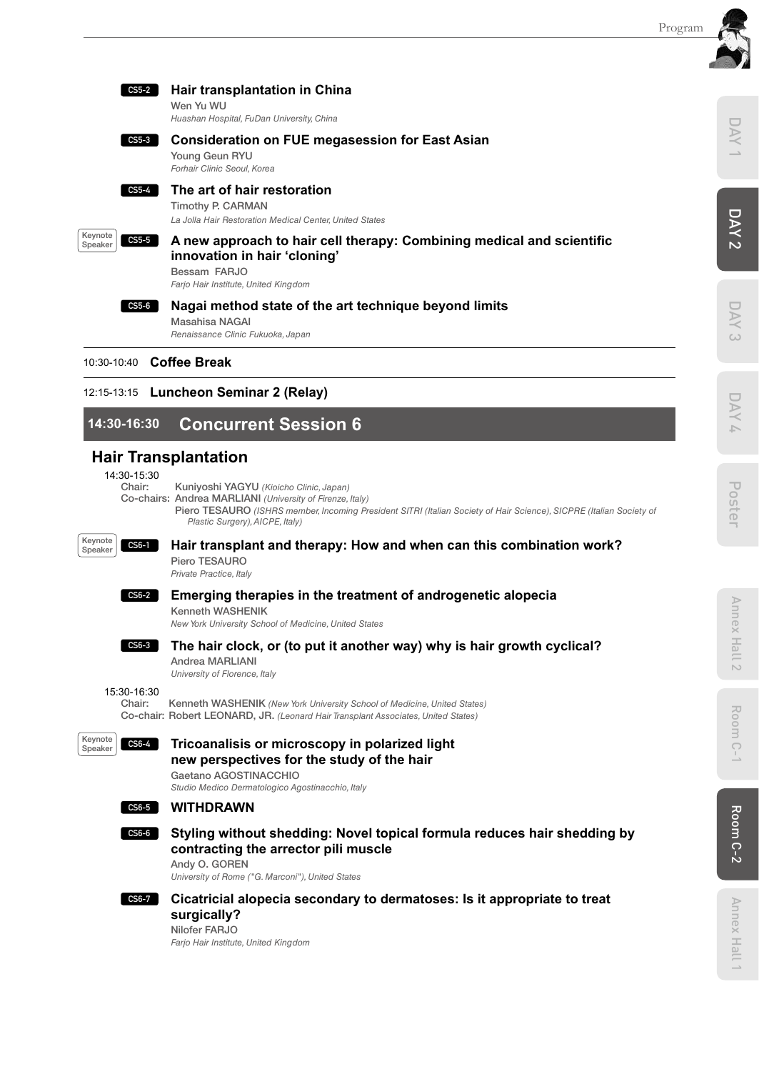**CS5-2** **Hair transplantation in China**
Wen Yu WU
*Huashan Hospital, FuDan University, China*

**CS5-3** **Consideration on FUE megasession for East Asian**
Young Geun RYU
*Forhair Clinic Seoul, Korea*

**CS5-4** **The art of hair restoration**
Timothy P. CARMAN
*La Jolla Hair Restoration Medical Center, United States*

Keynote Speaker **CS5-5** **A new approach to hair cell therapy: Combining medical and scientific innovation in hair 'cloning'**
Bessam FARJO
*Farjo Hair Institute, United Kingdom*

**CS5-6** **Nagai method state of the art technique beyond limits**
Masahisa NAGAI
*Renaissance Clinic Fukuoka, Japan*

---

10:30-10:40 **Coffee Break**

---

12:15-13:15 **Luncheon Seminar 2 (Relay)**

## 14:30-16:30 Concurrent Session 6

### Hair Transplantation

14:30-15:30
Chair: Kuniyoshi YAGYU *(Kioicho Clinic, Japan)*
Co-chairs: Andrea MARLIANI *(University of Firenze, Italy)*
Piero TESAURO *(ISHRS member, Incoming President SITRI (Italian Society of Hair Science), SICPRE (Italian Society of Plastic Surgery), AICPE, Italy)*

Keynote Speaker **CS6-1** **Hair transplant and therapy: How and when can this combination work?**
Piero TESAURO
*Private Practice, Italy*

**CS6-2** **Emerging therapies in the treatment of androgenetic alopecia**
Kenneth WASHENIK
*New York University School of Medicine, United States*

**CS6-3** **The hair clock, or (to put it another way) why is hair growth cyclical?**
Andrea MARLIANI
*University of Florence, Italy*

15:30-16:30
Chair: Kenneth WASHENIK *(New York University School of Medicine, United States)*
Co-chair: Robert LEONARD, JR. *(Leonard Hair Transplant Associates, United States)*

Keynote Speaker **CS6-4** **Tricoanalisis or microscopy in polarized light new perspectives for the study of the hair**
Gaetano AGOSTINACCHIO
*Studio Medico Dermatologico Agostinacchio, Italy*

**CS6-5** **WITHDRAWN**

**CS6-6** **Styling without shedding: Novel topical formula reduces hair shedding by contracting the arrector pili muscle**
Andy O. GOREN
*University of Rome ("G. Marconi"), United States*

**CS6-7** **Cicatricial alopecia secondary to dermatoses: Is it appropriate to treat surgically?**
Nilofer FARJO
*Farjo Hair Institute, United Kingdom*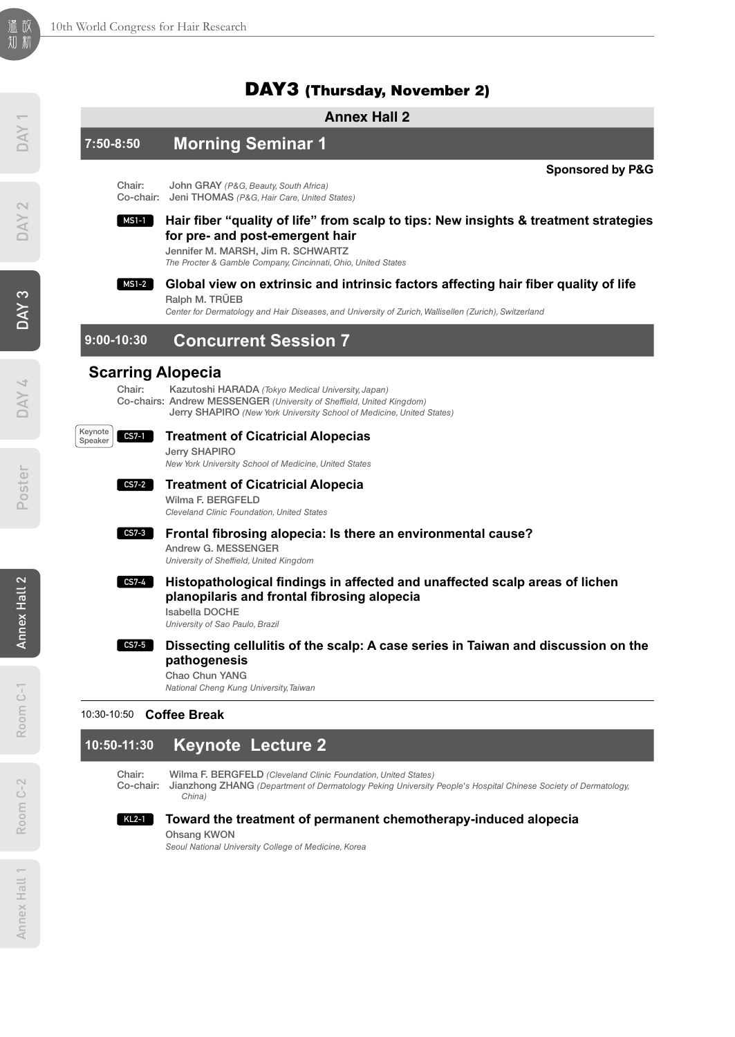# DAY3 (Thursday, November 2)

## Annex Hall 2

## 7:50-8:50 Morning Seminar 1

**Sponsored by P&G**

Chair: John GRAY *(P&G, Beauty, South Africa)*
Co-chair: Jeni THOMAS *(P&G, Hair Care, United States)*

**MS1-1** **Hair fiber "quality of life" from scalp to tips: New insights & treatment strategies for pre- and post-emergent hair**
Jennifer M. MARSH, Jim R. SCHWARTZ
*The Procter & Gamble Company, Cincinnati, Ohio, United States*

**MS1-2** **Global view on extrinsic and intrinsic factors affecting hair fiber quality of life**
Ralph M. TRÜEB
*Center for Dermatology and Hair Diseases, and University of Zurich, Wallisellen (Zurich), Switzerland*

## 9:00-10:30 Concurrent Session 7

### Scarring Alopecia

Chair: Kazutoshi HARADA *(Tokyo Medical University, Japan)*
Co-chairs: Andrew MESSENGER *(University of Sheffield, United Kingdom)*
Jerry SHAPIRO *(New York University School of Medicine, United States)*

Keynote Speaker **CS7-1** **Treatment of Cicatricial Alopecias**
Jerry SHAPIRO
*New York University School of Medicine, United States*

**CS7-2** **Treatment of Cicatricial Alopecia**
Wilma F. BERGFELD
*Cleveland Clinic Foundation, United States*

**CS7-3** **Frontal fibrosing alopecia: Is there an environmental cause?**
Andrew G. MESSENGER
*University of Sheffield, United Kingdom*

**CS7-4** **Histopathological findings in affected and unaffected scalp areas of lichen planopilaris and frontal fibrosing alopecia**
Isabella DOCHE
*University of Sao Paulo, Brazil*

**CS7-5** **Dissecting cellulitis of the scalp: A case series in Taiwan and discussion on the pathogenesis**
Chao Chun YANG
*National Cheng Kung University, Taiwan*

10:30-10:50 **Coffee Break**

## 10:50-11:30 Keynote Lecture 2

Chair: Wilma F. BERGFELD *(Cleveland Clinic Foundation, United States)*
Co-chair: Jianzhong ZHANG *(Department of Dermatology Peking University People's Hospital Chinese Society of Dermatology, China)*

**KL2-1** **Toward the treatment of permanent chemotherapy-induced alopecia**
Ohsang KWON
*Seoul National University College of Medicine, Korea*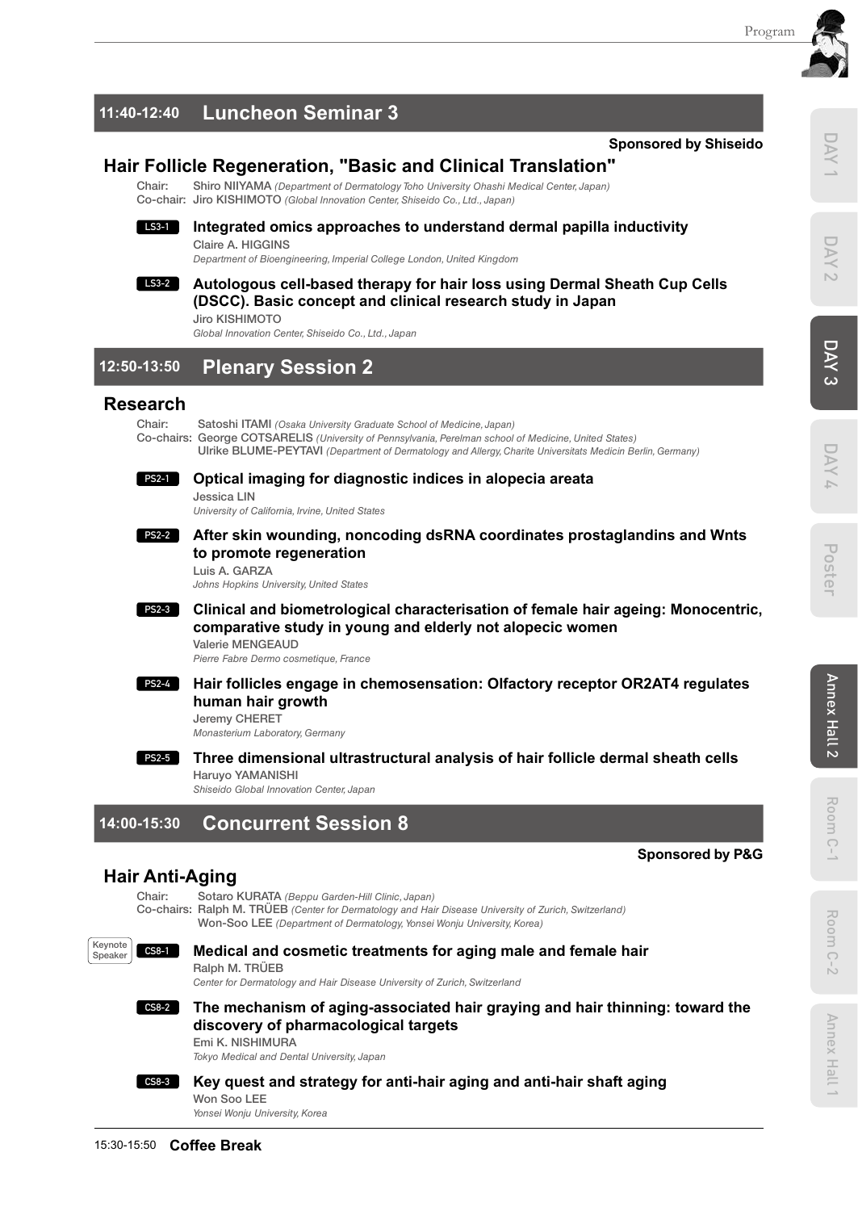## 11:40-12:40 Luncheon Seminar 3

**Sponsored by Shiseido**

### Hair Follicle Regeneration, "Basic and Clinical Translation"

Chair: Shiro NIIYAMA *(Department of Dermatology Toho University Ohashi Medical Center, Japan)*
Co-chair: Jiro KISHIMOTO *(Global Innovation Center, Shiseido Co., Ltd., Japan)*

**LS3-1 Integrated omics approaches to understand dermal papilla inductivity**
Claire A. HIGGINS
*Department of Bioengineering, Imperial College London, United Kingdom*

**LS3-2 Autologous cell-based therapy for hair loss using Dermal Sheath Cup Cells (DSCC). Basic concept and clinical research study in Japan**
Jiro KISHIMOTO
*Global Innovation Center, Shiseido Co., Ltd., Japan*

## 12:50-13:50 Plenary Session 2

### Research

Chair: Satoshi ITAMI *(Osaka University Graduate School of Medicine, Japan)*
Co-chairs: George COTSARELIS *(University of Pennsylvania, Perelman school of Medicine, United States)*
Ulrike BLUME-PEYTAVI *(Department of Dermatology and Allergy, Charite Universitats Medicin Berlin, Germany)*

**PS2-1 Optical imaging for diagnostic indices in alopecia areata**
Jessica LIN
*University of California, Irvine, United States*

**PS2-2 After skin wounding, noncoding dsRNA coordinates prostaglandins and Wnts to promote regeneration**
Luis A. GARZA
*Johns Hopkins University, United States*

**PS2-3 Clinical and biometrological characterisation of female hair ageing: Monocentric, comparative study in young and elderly not alopecic women**
Valerie MENGEAUD
*Pierre Fabre Dermo cosmetique, France*

**PS2-4 Hair follicles engage in chemosensation: Olfactory receptor OR2AT4 regulates human hair growth**
Jeremy CHERET
*Monasterium Laboratory, Germany*

**PS2-5 Three dimensional ultrastructural analysis of hair follicle dermal sheath cells**
Haruyo YAMANISHI
*Shiseido Global Innovation Center, Japan*

## 14:00-15:30 Concurrent Session 8

**Sponsored by P&G**

### Hair Anti-Aging

Chair: Sotaro KURATA *(Beppu Garden-Hill Clinic, Japan)*
Co-chairs: Ralph M. TRÜEB *(Center for Dermatology and Hair Disease University of Zurich, Switzerland)*
Won-Soo LEE *(Department of Dermatology, Yonsei Wonju University, Korea)*

Keynote Speaker **CS8-1 Medical and cosmetic treatments for aging male and female hair**
Ralph M. TRÜEB
*Center for Dermatology and Hair Disease University of Zurich, Switzerland*

**CS8-2 The mechanism of aging-associated hair graying and hair thinning: toward the discovery of pharmacological targets**
Emi K. NISHIMURA
*Tokyo Medical and Dental University, Japan*

**CS8-3 Key quest and strategy for anti-hair aging and anti-hair shaft aging**
Won Soo LEE
*Yonsei Wonju University, Korea*

15:30-15:50 **Coffee Break**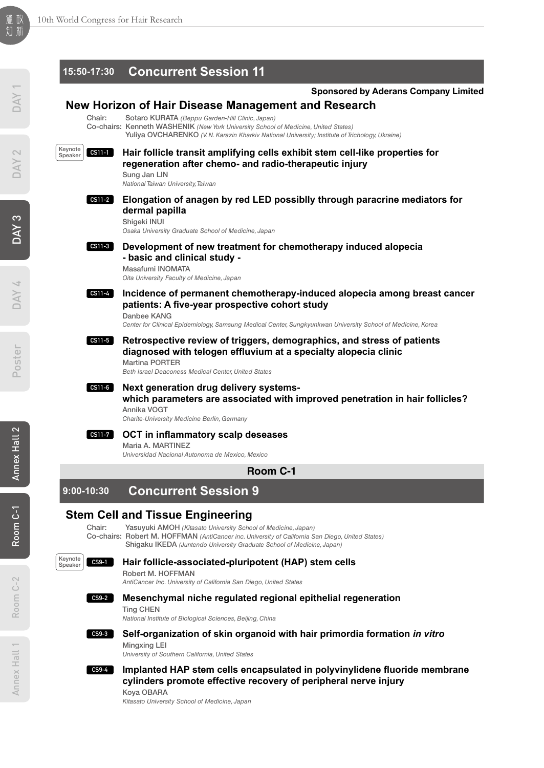## 15:50-17:30 Concurrent Session 11

**Sponsored by Aderans Company Limited**

### New Horizon of Hair Disease Management and Research

Chair: Sotaro KURATA *(Beppu Garden-Hill Clinic, Japan)*
Co-chairs: Kenneth WASHENIK *(New York University School of Medicine, United States)*
Yuliya OVCHARENKO *(V. N. Karazin Kharkiv National University; Institute of Trichology, Ukraine)*

Keynote Speaker **CS11-1** **Hair follicle transit amplifying cells exhibit stem cell-like properties for regeneration after chemo- and radio-therapeutic injury**
Sung Jan LIN
*National Taiwan University, Taiwan*

**CS11-2** **Elongation of anagen by red LED possiblly through paracrine mediators for dermal papilla**
Shigeki INUI
*Osaka University Graduate School of Medicine, Japan*

**CS11-3** **Development of new treatment for chemotherapy induced alopecia - basic and clinical study -**
Masafumi INOMATA
*Oita University Faculty of Medicine, Japan*

**CS11-4** **Incidence of permanent chemotherapy-induced alopecia among breast cancer patients: A five-year prospective cohort study**
Danbee KANG
*Center for Clinical Epidemiology, Samsung Medical Center, Sungkyunkwan University School of Medicine, Korea*

**CS11-5** **Retrospective review of triggers, demographics, and stress of patients diagnosed with telogen effluvium at a specialty alopecia clinic**
Martina PORTER
*Beth Israel Deaconess Medical Center, United States*

**CS11-6** **Next generation drug delivery systems- which parameters are associated with improved penetration in hair follicles?**
Annika VOGT
*Charite-University Medicine Berlin, Germany*

**CS11-7** **OCT in inflammatory scalp deseases**
Maria A. MARTINEZ
*Universidad Nacional Autonoma de Mexico, Mexico*

**Room C-1**

## 9:00-10:30 Concurrent Session 9

### Stem Cell and Tissue Engineering

Chair: Yasuyuki AMOH *(Kitasato University School of Medicine, Japan)*
Co-chairs: Robert M. HOFFMAN *(AntiCancer inc. University of California San Diego, United States)*
Shigaku IKEDA *(Juntendo University Graduate School of Medicine, Japan)*

Keynote Speaker **CS9-1** **Hair follicle-associated-pluripotent (HAP) stem cells**
Robert M. HOFFMAN
*AntiCancer Inc. University of California San Diego, United States*

**CS9-2** **Mesenchymal niche regulated regional epithelial regeneration**
Ting CHEN
*National Institute of Biological Sciences, Beijing, China*

**CS9-3** **Self-organization of skin organoid with hair primordia formation *in vitro***
Mingxing LEI
*University of Southern California, United States*

**CS9-4** **Implanted HAP stem cells encapsulated in polyvinylidene fluoride membrane cylinders promote effective recovery of peripheral nerve injury**
Koya OBARA
*Kitasato University School of Medicine, Japan*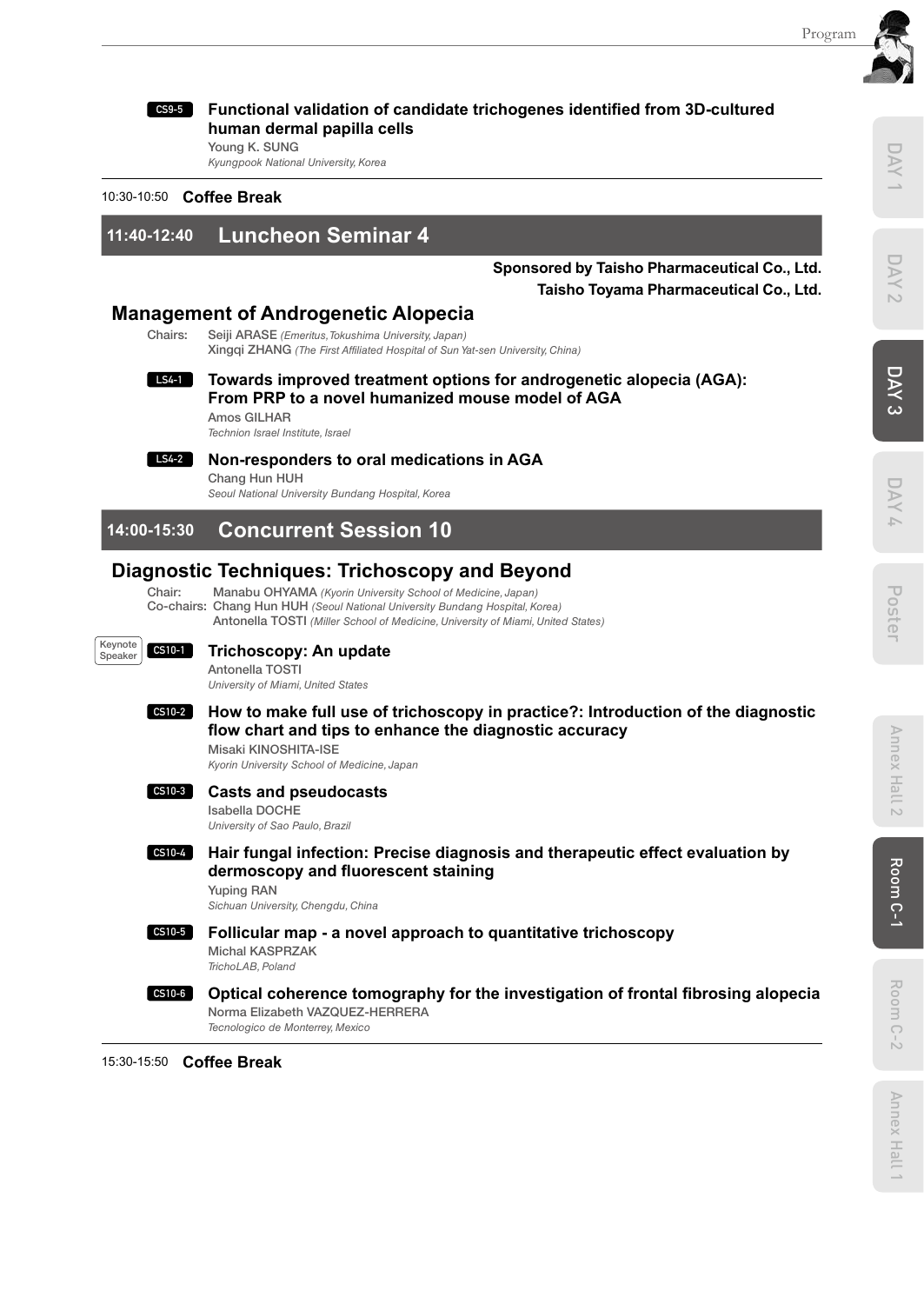**CS9-5** **Functional validation of candidate trichogenes identified from 3D-cultured human dermal papilla cells**
Young K. SUNG
*Kyungpook National University, Korea*

10:30-10:50 **Coffee Break**

## 11:40-12:40 Luncheon Seminar 4

**Sponsored by Taisho Pharmaceutical Co., Ltd.**
**Taisho Toyama Pharmaceutical Co., Ltd.**

### Management of Androgenetic Alopecia

Chairs: Seiji ARASE *(Emeritus, Tokushima University, Japan)*
Xingqi ZHANG *(The First Affiliated Hospital of Sun Yat-sen University, China)*

**LS4-1** **Towards improved treatment options for androgenetic alopecia (AGA): From PRP to a novel humanized mouse model of AGA**
Amos GILHAR
*Technion Israel Institute, Israel*

**LS4-2** **Non-responders to oral medications in AGA**
Chang Hun HUH
*Seoul National University Bundang Hospital, Korea*

## 14:00-15:30 Concurrent Session 10

### Diagnostic Techniques: Trichoscopy and Beyond

Chair: Manabu OHYAMA *(Kyorin University School of Medicine, Japan)*
Co-chairs: Chang Hun HUH *(Seoul National University Bundang Hospital, Korea)*
Antonella TOSTI *(Miller School of Medicine, University of Miami, United States)*

Keynote Speaker **CS10-1** **Trichoscopy: An update**
Antonella TOSTI
*University of Miami, United States*

**CS10-2** **How to make full use of trichoscopy in practice?: Introduction of the diagnostic flow chart and tips to enhance the diagnostic accuracy**
Misaki KINOSHITA-ISE
*Kyorin University School of Medicine, Japan*

**CS10-3** **Casts and pseudocasts**
Isabella DOCHE
*University of Sao Paulo, Brazil*

**CS10-4** **Hair fungal infection: Precise diagnosis and therapeutic effect evaluation by dermoscopy and fluorescent staining**
Yuping RAN
*Sichuan University, Chengdu, China*

**CS10-5** **Follicular map - a novel approach to quantitative trichoscopy**
Michal KASPRZAK
*TrichoLAB, Poland*

**CS10-6** **Optical coherence tomography for the investigation of frontal fibrosing alopecia**
Norma Elizabeth VAZQUEZ-HERRERA
*Tecnologico de Monterrey, Mexico*

15:30-15:50 **Coffee Break**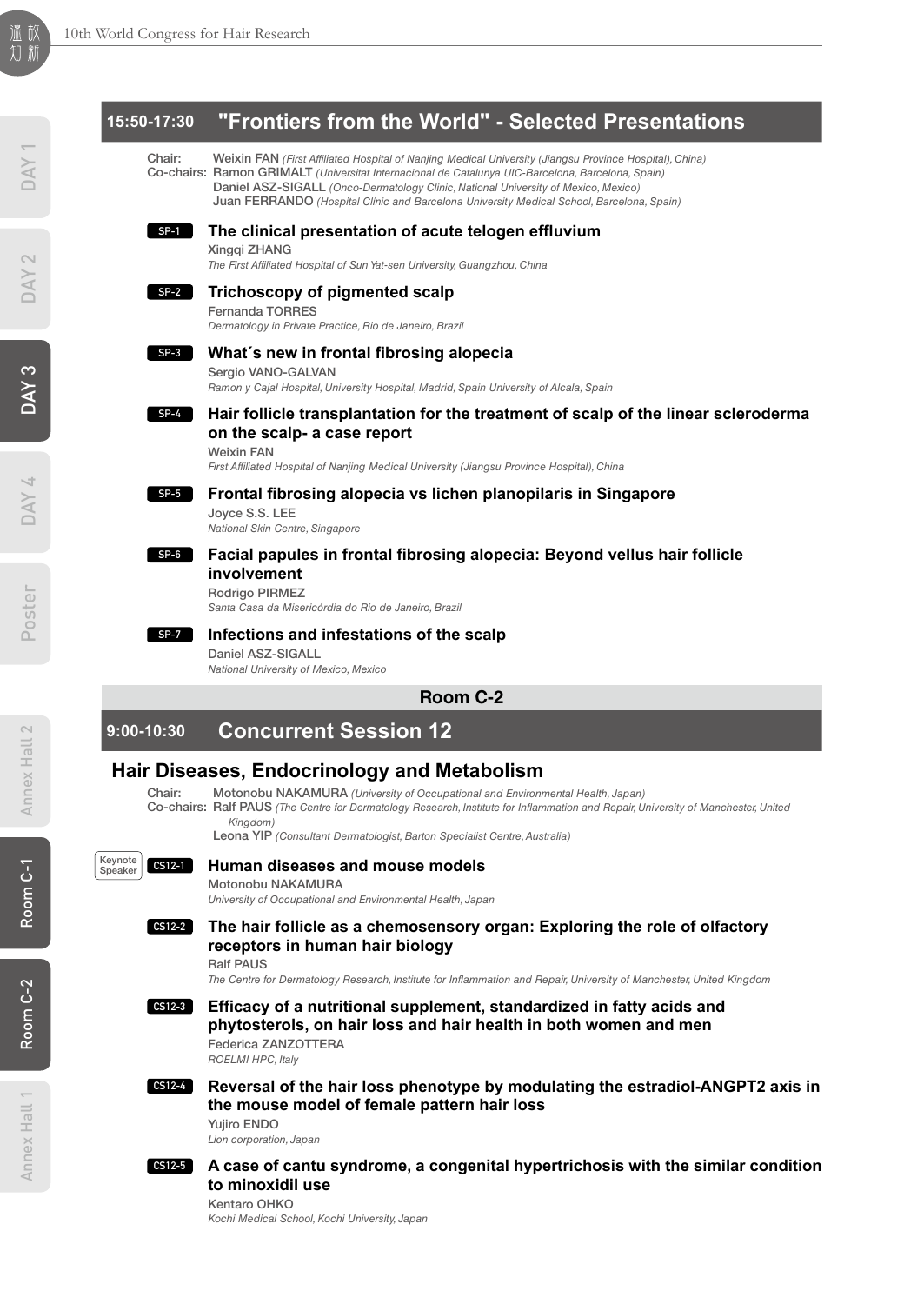## 15:50-17:30 "Frontiers from the World" - Selected Presentations

Chair: Weixin FAN *(First Affiliated Hospital of Nanjing Medical University (Jiangsu Province Hospital), China)*
Co-chairs: Ramon GRIMALT *(Universitat Internacional de Catalunya UIC-Barcelona, Barcelona, Spain)*
Daniel ASZ-SIGALL *(Onco-Dermatology Clinic, National University of Mexico, Mexico)*
Juan FERRANDO *(Hospital Clínic and Barcelona University Medical School, Barcelona, Spain)*

**SP-1** **The clinical presentation of acute telogen effluvium**
Xingqi ZHANG
*The First Affiliated Hospital of Sun Yat-sen University, Guangzhou, China*

**SP-2** **Trichoscopy of pigmented scalp**
Fernanda TORRES
*Dermatology in Private Practice, Rio de Janeiro, Brazil*

**SP-3** **What´s new in frontal fibrosing alopecia**
Sergio VANO-GALVAN
*Ramon y Cajal Hospital, University Hospital, Madrid, Spain University of Alcala, Spain*

**SP-4** **Hair follicle transplantation for the treatment of scalp of the linear scleroderma on the scalp- a case report**
Weixin FAN
*First Affiliated Hospital of Nanjing Medical University (Jiangsu Province Hospital), China*

**SP-5** **Frontal fibrosing alopecia vs lichen planopilaris in Singapore**
Joyce S.S. LEE
*National Skin Centre, Singapore*

**SP-6** **Facial papules in frontal fibrosing alopecia: Beyond vellus hair follicle involvement**
Rodrigo PIRMEZ
*Santa Casa da Misericórdia do Rio de Janeiro, Brazil*

**SP-7** **Infections and infestations of the scalp**
Daniel ASZ-SIGALL
*National University of Mexico, Mexico*

**Room C-2**

## 9:00-10:30 Concurrent Session 12

### Hair Diseases, Endocrinology and Metabolism

Chair: Motonobu NAKAMURA *(University of Occupational and Environmental Health, Japan)*
Co-chairs: Ralf PAUS *(The Centre for Dermatology Research, Institute for Inflammation and Repair, University of Manchester, United Kingdom)*
Leona YIP *(Consultant Dermatologist, Barton Specialist Centre, Australia)*

Keynote Speaker **CS12-1** **Human diseases and mouse models**
Motonobu NAKAMURA
*University of Occupational and Environmental Health, Japan*

**CS12-2** **The hair follicle as a chemosensory organ: Exploring the role of olfactory receptors in human hair biology**
Ralf PAUS
*The Centre for Dermatology Research, Institute for Inflammation and Repair, University of Manchester, United Kingdom*

**CS12-3** **Efficacy of a nutritional supplement, standardized in fatty acids and phytosterols, on hair loss and hair health in both women and men**
Federica ZANZOTTERA
*ROELMI HPC, Italy*

**CS12-4** **Reversal of the hair loss phenotype by modulating the estradiol-ANGPT2 axis in the mouse model of female pattern hair loss**
Yujiro ENDO
*Lion corporation, Japan*

**CS12-5** **A case of cantu syndrome, a congenital hypertrichosis with the similar condition to minoxidil use**
Kentaro OHKO
*Kochi Medical School, Kochi University, Japan*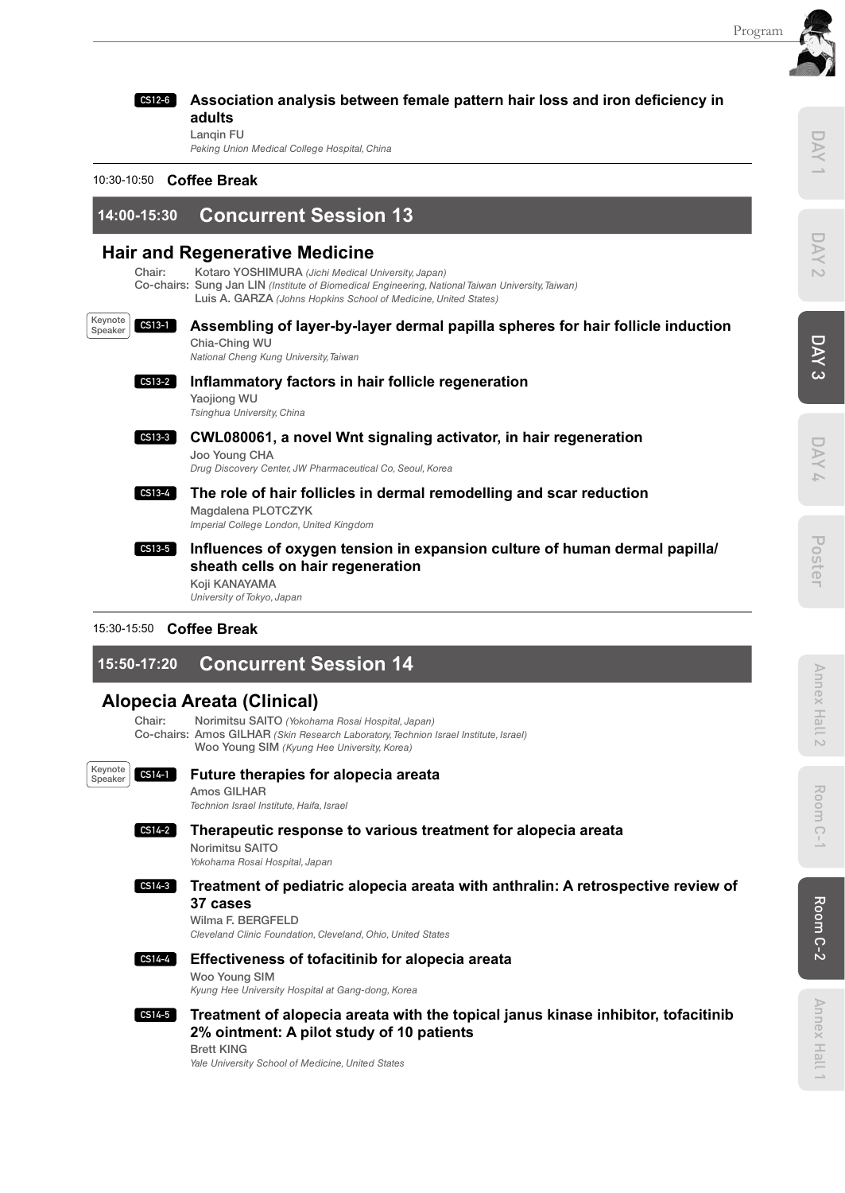**CS12-6** **Association analysis between female pattern hair loss and iron deficiency in adults**
Lanqin FU
*Peking Union Medical College Hospital, China*

10:30-10:50 **Coffee Break**

## 14:00-15:30 Concurrent Session 13

### Hair and Regenerative Medicine

Chair: Kotaro YOSHIMURA *(Jichi Medical University, Japan)*
Co-chairs: Sung Jan LIN *(Institute of Biomedical Engineering, National Taiwan University, Taiwan)*
Luis A. GARZA *(Johns Hopkins School of Medicine, United States)*

Keynote Speaker **CS13-1** **Assembling of layer-by-layer dermal papilla spheres for hair follicle induction**
Chia-Ching WU
*National Cheng Kung University, Taiwan*

**CS13-2** **Inflammatory factors in hair follicle regeneration**
Yaojiong WU
*Tsinghua University, China*

**CS13-3** **CWL080061, a novel Wnt signaling activator, in hair regeneration**
Joo Young CHA
*Drug Discovery Center, JW Pharmaceutical Co, Seoul, Korea*

**CS13-4** **The role of hair follicles in dermal remodelling and scar reduction**
Magdalena PLOTCZYK
*Imperial College London, United Kingdom*

**CS13-5** **Influences of oxygen tension in expansion culture of human dermal papilla/sheath cells on hair regeneration**
Koji KANAYAMA
*University of Tokyo, Japan*

15:30-15:50 **Coffee Break**

## 15:50-17:20 Concurrent Session 14

### Alopecia Areata (Clinical)

Chair: Norimitsu SAITO *(Yokohama Rosai Hospital, Japan)*
Co-chairs: Amos GILHAR *(Skin Research Laboratory, Technion Israel Institute, Israel)*
Woo Young SIM *(Kyung Hee University, Korea)*

Keynote Speaker **CS14-1** **Future therapies for alopecia areata**
Amos GILHAR
*Technion Israel Institute, Haifa, Israel*

**CS14-2** **Therapeutic response to various treatment for alopecia areata**
Norimitsu SAITO
*Yokohama Rosai Hospital, Japan*

**CS14-3** **Treatment of pediatric alopecia areata with anthralin: A retrospective review of 37 cases**
Wilma F. BERGFELD
*Cleveland Clinic Foundation, Cleveland, Ohio, United States*

**CS14-4** **Effectiveness of tofacitinib for alopecia areata**
Woo Young SIM
*Kyung Hee University Hospital at Gang-dong, Korea*

**CS14-5** **Treatment of alopecia areata with the topical janus kinase inhibitor, tofacitinib 2% ointment: A pilot study of 10 patients**
Brett KING
*Yale University School of Medicine, United States*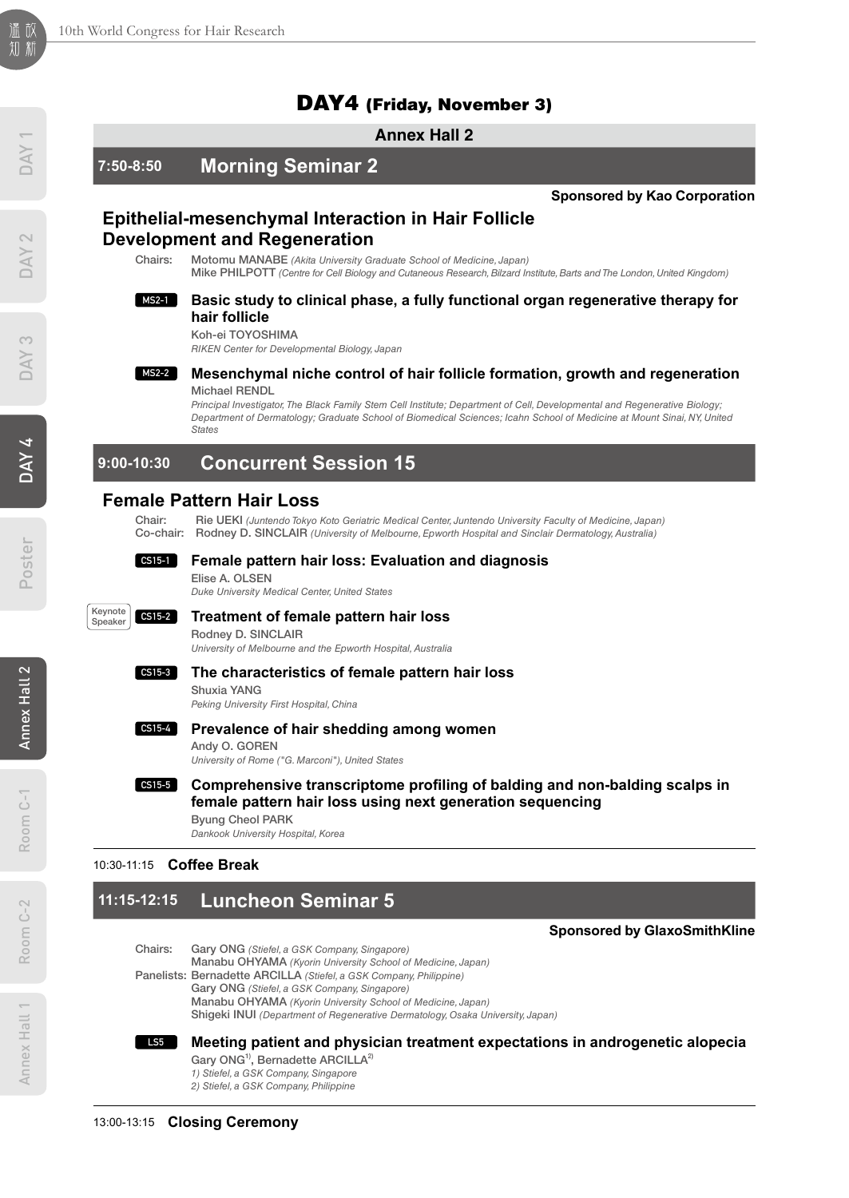# DAY4 (Friday, November 3)

## Annex Hall 2

## 7:50-8:50 Morning Seminar 2

**Sponsored by Kao Corporation**

### Epithelial-mesenchymal Interaction in Hair Follicle Development and Regeneration

Chairs: Motomu MANABE *(Akita University Graduate School of Medicine, Japan)*
Mike PHILPOTT *(Centre for Cell Biology and Cutaneous Research, Bilzard Institute, Barts and The London, United Kingdom)*

MS2-1 **Basic study to clinical phase, a fully functional organ regenerative therapy for hair follicle**
Koh-ei TOYOSHIMA
*RIKEN Center for Developmental Biology, Japan*

MS2-2 **Mesenchymal niche control of hair follicle formation, growth and regeneration**
Michael RENDL
*Principal Investigator, The Black Family Stem Cell Institute; Department of Cell, Developmental and Regenerative Biology; Department of Dermatology; Graduate School of Biomedical Sciences; Icahn School of Medicine at Mount Sinai, NY, United States*

## 9:00-10:30 Concurrent Session 15

### Female Pattern Hair Loss

Chair: Rie UEKI *(Juntendo Tokyo Koto Geriatric Medical Center, Juntendo University Faculty of Medicine, Japan)*
Co-chair: Rodney D. SINCLAIR *(University of Melbourne, Epworth Hospital and Sinclair Dermatology, Australia)*

CS15-1 **Female pattern hair loss: Evaluation and diagnosis**
Elise A. OLSEN
*Duke University Medical Center, United States*

Keynote Speaker CS15-2 **Treatment of female pattern hair loss**
Rodney D. SINCLAIR
*University of Melbourne and the Epworth Hospital, Australia*

CS15-3 **The characteristics of female pattern hair loss**
Shuxia YANG
*Peking University First Hospital, China*

CS15-4 **Prevalence of hair shedding among women**
Andy O. GOREN
*University of Rome ("G. Marconi"), United States*

CS15-5 **Comprehensive transcriptome profiling of balding and non-balding scalps in female pattern hair loss using next generation sequencing**
Byung Cheol PARK
*Dankook University Hospital, Korea*

10:30-11:15 **Coffee Break**

## 11:15-12:15 Luncheon Seminar 5

**Sponsored by GlaxoSmithKline**

Chairs: Gary ONG *(Stiefel, a GSK Company, Singapore)*
Manabu OHYAMA *(Kyorin University School of Medicine, Japan)*
Panelists: Bernadette ARCILLA *(Stiefel, a GSK Company, Philippine)*
Gary ONG *(Stiefel, a GSK Company, Singapore)*
Manabu OHYAMA *(Kyorin University School of Medicine, Japan)*
Shigeki INUI *(Department of Regenerative Dermatology, Osaka University, Japan)*

LS5 **Meeting patient and physician treatment expectations in androgenetic alopecia**
Gary ONG[1)], Bernadette ARCILLA[2)]
*1) Stiefel, a GSK Company, Singapore*
*2) Stiefel, a GSK Company, Philippine*

13:00-13:15 **Closing Ceremony**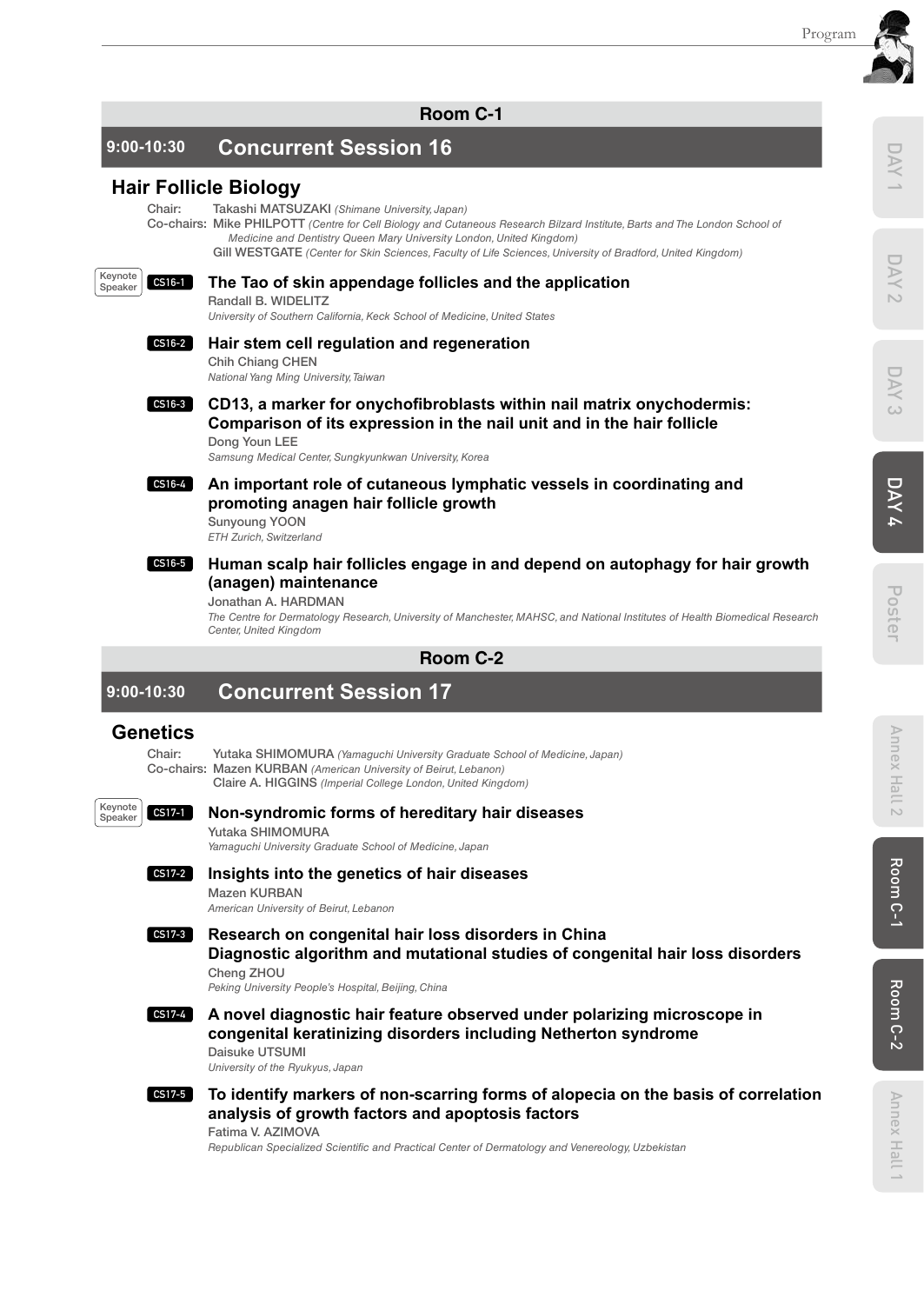## Room C-1

## 9:00-10:30 Concurrent Session 16

### Hair Follicle Biology

Chair: Takashi MATSUZAKI *(Shimane University, Japan)*
Co-chairs: Mike PHILPOTT *(Centre for Cell Biology and Cutaneous Research Bilzard Research Institute, Barts and The London School of Medicine and Dentistry Queen Mary University London, United Kingdom)*
Gill WESTGATE *(Center for Skin Sciences, Faculty of Life Sciences, University of Bradford, United Kingdom)*

Keynote Speaker **CS16-1** **The Tao of skin appendage follicles and the application**
Randall B. WIDELITZ
*University of Southern California, Keck School of Medicine, United States*

**CS16-2** **Hair stem cell regulation and regeneration**
Chih Chiang CHEN
*National Yang Ming University, Taiwan*

**CS16-3** **CD13, a marker for onychofibroblasts within nail matrix onychodermis: Comparison of its expression in the nail unit and in the hair follicle**
Dong Youn LEE
*Samsung Medical Center, Sungkyunkwan University, Korea*

**CS16-4** **An important role of cutaneous lymphatic vessels in coordinating and promoting anagen hair follicle growth**
Sunyoung YOON
*ETH Zurich, Switzerland*

**CS16-5** **Human scalp hair follicles engage in and depend on autophagy for hair growth (anagen) maintenance**
Jonathan A. HARDMAN
*The Centre for Dermatology Research, University of Manchester, MAHSC, and National Institutes of Health Biomedical Research Center, United Kingdom*

## Room C-2

## 9:00-10:30 Concurrent Session 17

### Genetics

Chair: Yutaka SHIMOMURA *(Yamaguchi University Graduate School of Medicine, Japan)*
Co-chairs: Mazen KURBAN *(American University of Beirut, Lebanon)*
Claire A. HIGGINS *(Imperial College London, United Kingdom)*

Keynote Speaker **CS17-1** **Non-syndromic forms of hereditary hair diseases**
Yutaka SHIMOMURA
*Yamaguchi University Graduate School of Medicine, Japan*

**CS17-2** **Insights into the genetics of hair diseases**
Mazen KURBAN
*American University of Beirut, Lebanon*

**CS17-3** **Research on congenital hair loss disorders in China**
**Diagnostic algorithm and mutational studies of congenital hair loss disorders**
Cheng ZHOU
*Peking University People's Hospital, Beijing, China*

**CS17-4** **A novel diagnostic hair feature observed under polarizing microscope in congenital keratinizing disorders including Netherton syndrome**
Daisuke UTSUMI
*University of the Ryukyus, Japan*

**CS17-5** **To identify markers of non-scarring forms of alopecia on the basis of correlation analysis of growth factors and apoptosis factors**
Fatima V. AZIMOVA
*Republican Specialized Scientific and Practical Center of Dermatology and Venereology, Uzbekistan*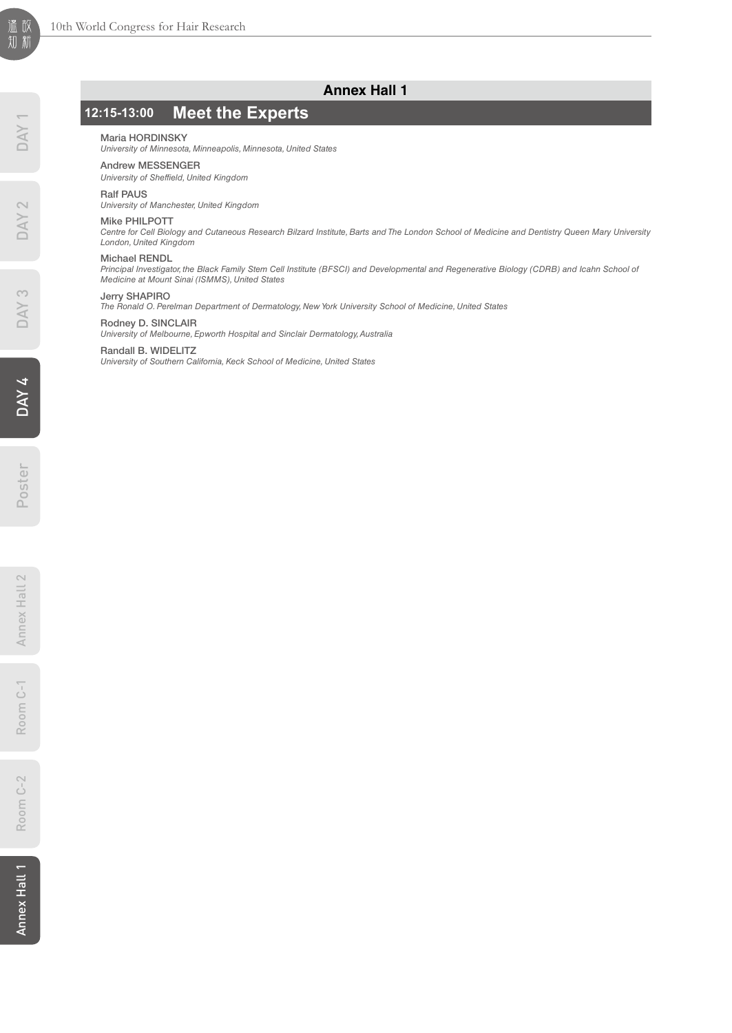## Annex Hall 1

### 12:15-13:00 Meet the Experts

Maria HORDINSKY
*University of Minnesota, Minneapolis, Minnesota, United States*

Andrew MESSENGER
*University of Sheffield, United Kingdom*

Ralf PAUS
*University of Manchester, United Kingdom*

Mike PHILPOTT
*Centre for Cell Biology and Cutaneous Research Bilzard Institute, Barts and The London School of Medicine and Dentistry Queen Mary University London, United Kingdom*

Michael RENDL
*Principal Investigator, the Black Family Stem Cell Institute (BFSCI) and Developmental and Regenerative Biology (CDRB) and Icahn School of Medicine at Mount Sinai (ISMMS), United States*

Jerry SHAPIRO
*The Ronald O. Perelman Department of Dermatology, New York University School of Medicine, United States*

Rodney D. SINCLAIR
*University of Melbourne, Epworth Hospital and Sinclair Dermatology, Australia*

Randall B. WIDELITZ
*University of Southern California, Keck School of Medicine, United States*